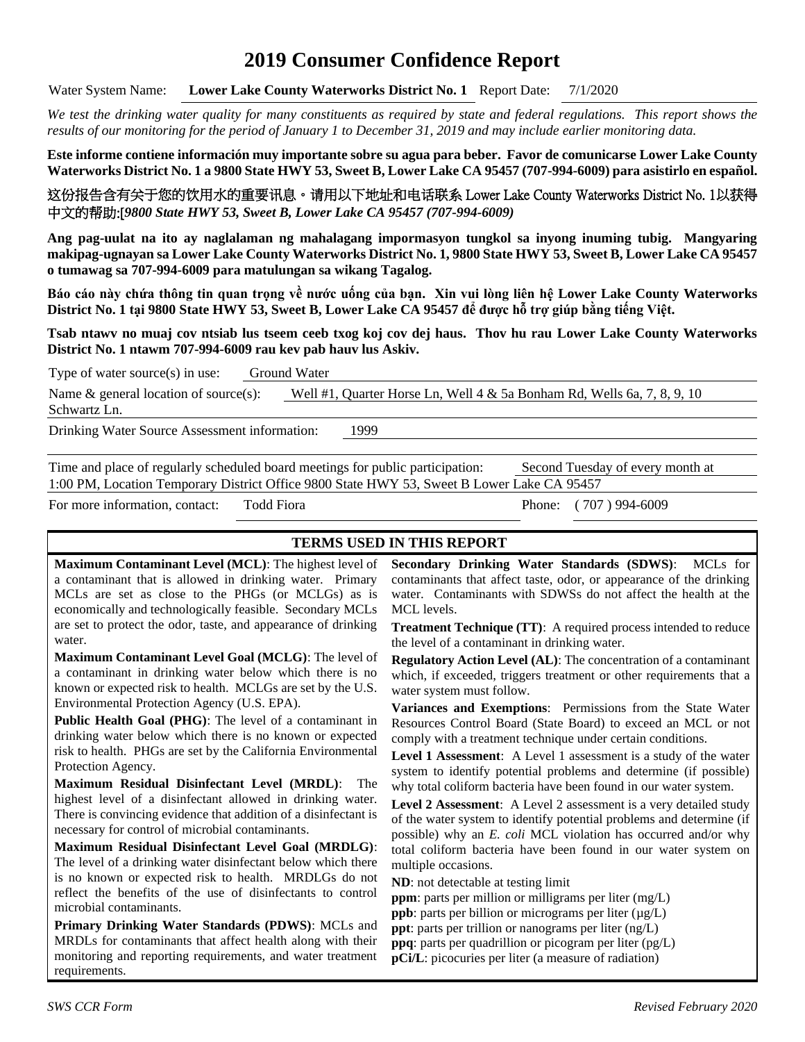# 2019 Consumer Confidence Report

Water System Name: **Lower Lake County Waterworks District No. 1** Report Date: 7/1/2020

*We test the drinking water quality for many constituents as required by state and federal regulations. This report shows the results of our monitoring for the period of January 1 to December 31, 2019 and may include earlier monitoring data.*

**Este informe contiene información muy importante sobre su agua para beber. Favor de comunicarse Lower Lake County Waterworks District No. 1 a 9800 State HWY 53, Sweet B, Lower Lake CA 95457 (707-994-6009) para asistirlo en español.**

**这份报告含有关于您的饮用水的重要讯息。请用以下地址和电话联系 Lower Lake County Waterworks District No. 1以获得中文的帮助:[*9800 State HWY 53, Sweet B, Lower Lake CA 95457 (707-994-6009)***

**Ang pag-uulat na ito ay naglalaman ng mahalagang impormasyon tungkol sa inyong inuming tubig. Mangyaring makipag-ugnayan sa Lower Lake County Waterworks District No. 1, 9800 State HWY 53, Sweet B, Lower Lake CA 95457 o tumawag sa 707-994-6009 para matulungan sa wikang Tagalog.**

**Báo cáo này chứa thông tin quan trọng về nước uống của bạn. Xin vui lòng liên hệ Lower Lake County Waterworks District No. 1 tại 9800 State HWY 53, Sweet B, Lower Lake CA 95457 để được hỗ trợ giúp bằng tiếng Việt.**

**Tsab ntawv no muaj cov ntsiab lus tseem ceeb txog koj cov dej haus. Thov hu rau Lower Lake County Waterworks District No. 1 ntawm 707-994-6009 rau kev pab hauv lus Askiv.**

Type of water source(s) in use: Ground Water

Name & general location of source(s): Well #1, Quarter Horse Ln, Well 4 & 5a Bonham Rd, Wells 6a, 7, 8, 9, 10 Schwartz Ln.

Drinking Water Source Assessment information: 1999

Time and place of regularly scheduled board meetings for public participation: Second Tuesday of every month at 1:00 PM, Location Temporary District Office 9800 State HWY 53, Sweet B Lower Lake CA 95457

For more information, contact: Todd Fiora Phone: (707) 994-6009

## TERMS USED IN THIS REPORT

**Maximum Contaminant Level (MCL)**: The highest level of a contaminant that is allowed in drinking water. Primary MCLs are set as close to the PHGs (or MCLGs) as is economically and technologically feasible. Secondary MCLs are set to protect the odor, taste, and appearance of drinking water.

**Maximum Contaminant Level Goal (MCLG)**: The level of a contaminant in drinking water below which there is no known or expected risk to health. MCLGs are set by the U.S. Environmental Protection Agency (U.S. EPA).

**Public Health Goal (PHG)**: The level of a contaminant in drinking water below which there is no known or expected risk to health. PHGs are set by the California Environmental Protection Agency.

**Maximum Residual Disinfectant Level (MRDL)**: The highest level of a disinfectant allowed in drinking water. There is convincing evidence that addition of a disinfectant is necessary for control of microbial contaminants.

**Maximum Residual Disinfectant Level Goal (MRDLG)**: The level of a drinking water disinfectant below which there is no known or expected risk to health. MRDLGs do not reflect the benefits of the use of disinfectants to control microbial contaminants.

**Primary Drinking Water Standards (PDWS)**: MCLs and MRDLs for contaminants that affect health along with their monitoring and reporting requirements, and water treatment requirements.

**Secondary Drinking Water Standards (SDWS)**: MCLs for contaminants that affect taste, odor, or appearance of the drinking water. Contaminants with SDWSs do not affect the health at the MCL levels.

**Treatment Technique (TT)**: A required process intended to reduce the level of a contaminant in drinking water.

**Regulatory Action Level (AL)**: The concentration of a contaminant which, if exceeded, triggers treatment or other requirements that a water system must follow.

**Variances and Exemptions**: Permissions from the State Water Resources Control Board (State Board) to exceed an MCL or not comply with a treatment technique under certain conditions.

**Level 1 Assessment**: A Level 1 assessment is a study of the water system to identify potential problems and determine (if possible) why total coliform bacteria have been found in our water system.

**Level 2 Assessment**: A Level 2 assessment is a very detailed study of the water system to identify potential problems and determine (if possible) why an *E. coli* MCL violation has occurred and/or why total coliform bacteria have been found in our water system on multiple occasions.

**ND**: not detectable at testing limit

**ppm**: parts per million or milligrams per liter (mg/L)

**ppb**: parts per billion or micrograms per liter (μg/L)

**ppt**: parts per trillion or nanograms per liter (ng/L)

**ppq**: parts per quadrillion or picogram per liter (pg/L)

**pCi/L**: picocuries per liter (a measure of radiation)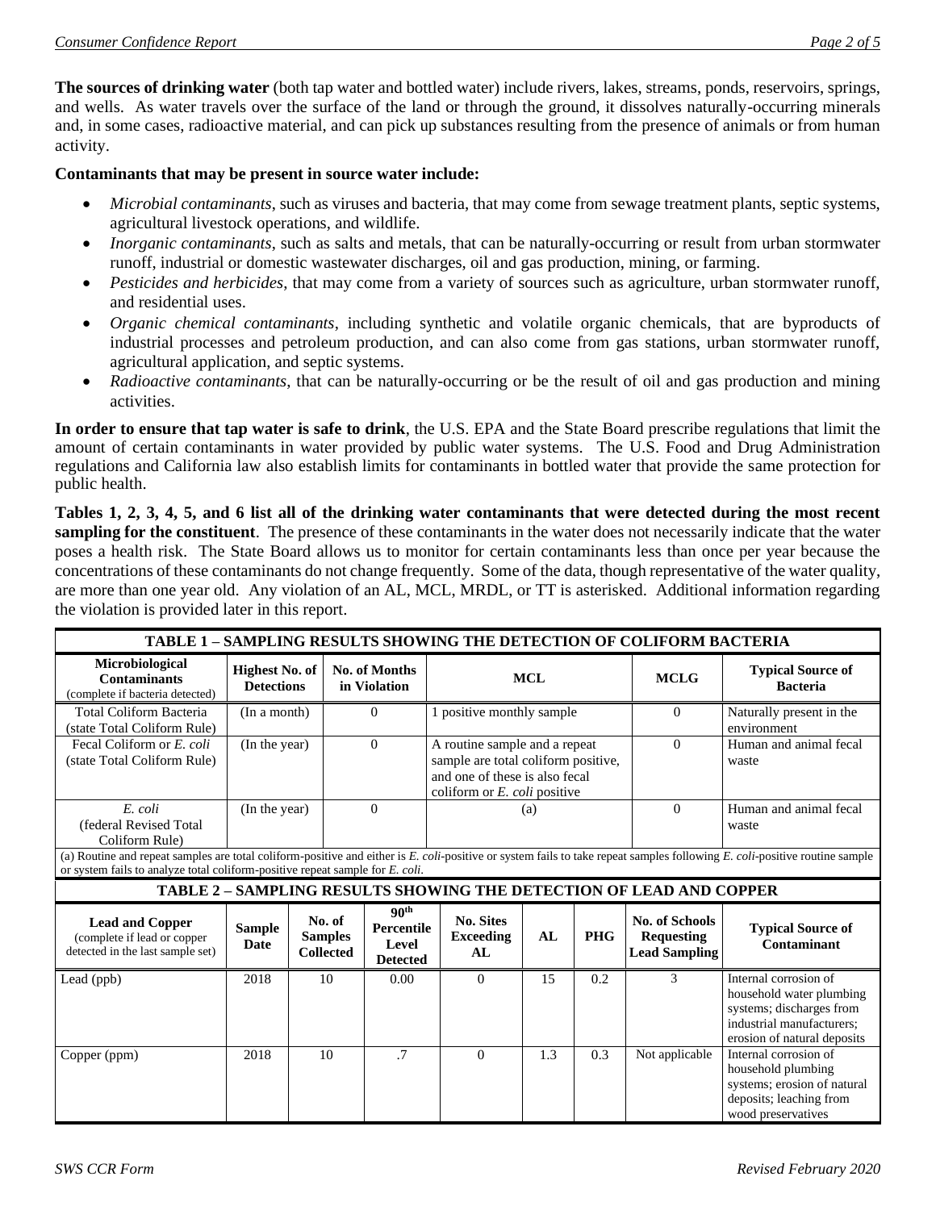**The sources of drinking water** (both tap water and bottled water) include rivers, lakes, streams, ponds, reservoirs, springs, and wells. As water travels over the surface of the land or through the ground, it dissolves naturally-occurring minerals and, in some cases, radioactive material, and can pick up substances resulting from the presence of animals or from human activity.

**Contaminants that may be present in source water include:**

- *Microbial contaminants*, such as viruses and bacteria, that may come from sewage treatment plants, septic systems, agricultural livestock operations, and wildlife.
- *Inorganic contaminants*, such as salts and metals, that can be naturally-occurring or result from urban stormwater runoff, industrial or domestic wastewater discharges, oil and gas production, mining, or farming.
- *Pesticides and herbicides*, that may come from a variety of sources such as agriculture, urban stormwater runoff, and residential uses.
- *Organic chemical contaminants*, including synthetic and volatile organic chemicals, that are byproducts of industrial processes and petroleum production, and can also come from gas stations, urban stormwater runoff, agricultural application, and septic systems.
- *Radioactive contaminants*, that can be naturally-occurring or be the result of oil and gas production and mining activities.

**In order to ensure that tap water is safe to drink**, the U.S. EPA and the State Board prescribe regulations that limit the amount of certain contaminants in water provided by public water systems. The U.S. Food and Drug Administration regulations and California law also establish limits for contaminants in bottled water that provide the same protection for public health.

**Tables 1, 2, 3, 4, 5, and 6 list all of the drinking water contaminants that were detected during the most recent sampling for the constituent**. The presence of these contaminants in the water does not necessarily indicate that the water poses a health risk. The State Board allows us to monitor for certain contaminants less than once per year because the concentrations of these contaminants do not change frequently. Some of the data, though representative of the water quality, are more than one year old. Any violation of an AL, MCL, MRDL, or TT is asterisked. Additional information regarding the violation is provided later in this report.

**TABLE 1 – SAMPLING RESULTS SHOWING THE DETECTION OF COLIFORM BACTERIA**

| Microbiological Contaminants (complete if bacteria detected) | Highest No. of Detections | No. of Months in Violation | MCL | MCLG | Typical Source of Bacteria |
|---|---|---|---|---|---|
| Total Coliform Bacteria (state Total Coliform Rule) | (In a month) | 0 | 1 positive monthly sample | 0 | Naturally present in the environment |
| Fecal Coliform or *E. coli* (state Total Coliform Rule) | (In the year) | 0 | A routine sample and a repeat sample are total coliform positive, and one of these is also fecal coliform or *E. coli* positive | 0 | Human and animal fecal waste |
| *E. coli* (federal Revised Total Coliform Rule) | (In the year) | 0 | (a) | 0 | Human and animal fecal waste |

(a) Routine and repeat samples are total coliform-positive and either is *E. coli*-positive or system fails to take repeat samples following *E. coli*-positive routine sample or system fails to analyze total coliform-positive repeat sample for *E. coli*.

**TABLE 2 – SAMPLING RESULTS SHOWING THE DETECTION OF LEAD AND COPPER**

| Lead and Copper (complete if lead or copper detected in the last sample set) | Sample Date | No. of Samples Collected | 90th Percentile Level Detected | No. Sites Exceeding AL | AL | PHG | No. of Schools Requesting Lead Sampling | Typical Source of Contaminant |
|---|---|---|---|---|---|---|---|---|
| Lead (ppb) | 2018 | 10 | 0.00 | 0 | 15 | 0.2 | 3 | Internal corrosion of household water plumbing systems; discharges from industrial manufacturers; erosion of natural deposits |
| Copper (ppm) | 2018 | 10 | .7 | 0 | 1.3 | 0.3 | Not applicable | Internal corrosion of household plumbing systems; erosion of natural deposits; leaching from wood preservatives |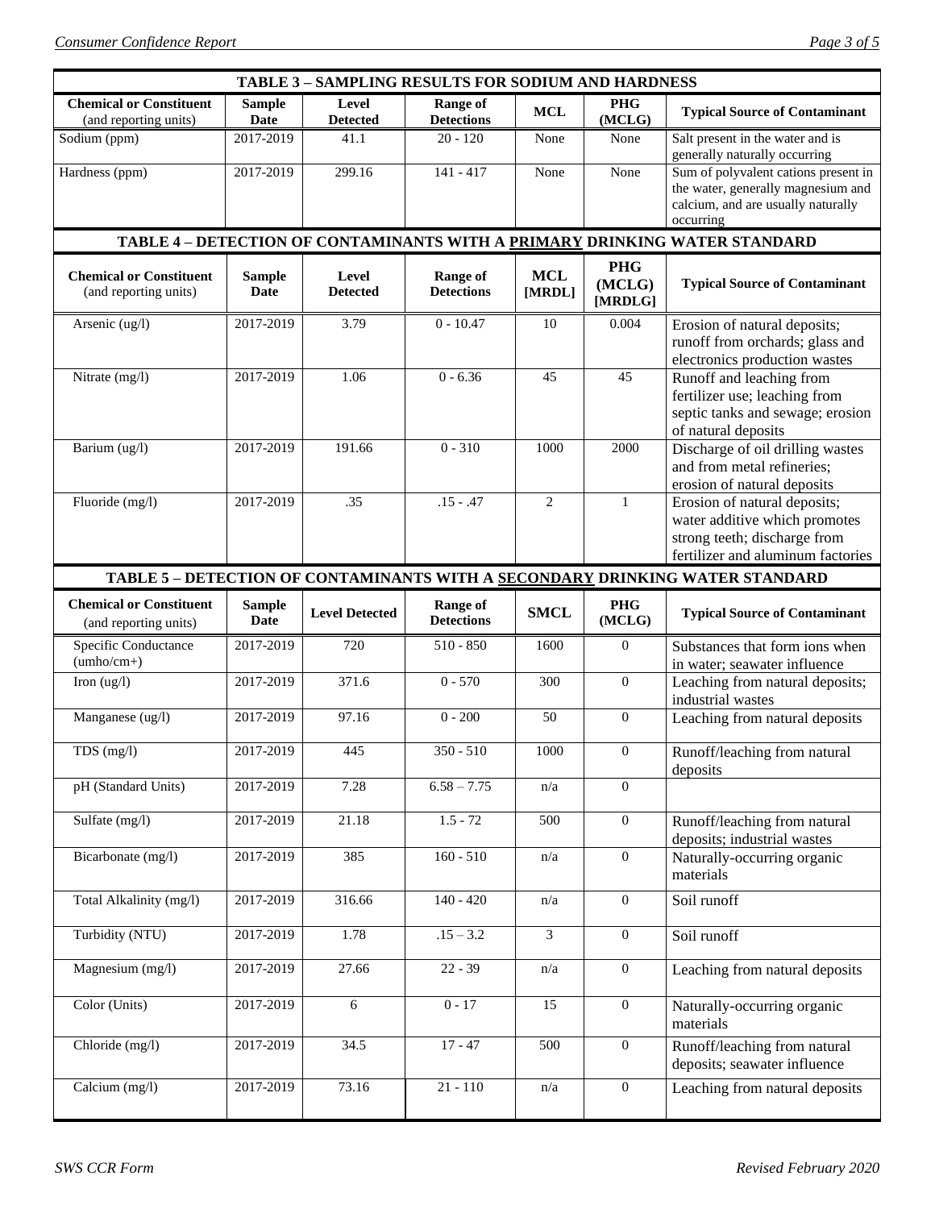**TABLE 3 – SAMPLING RESULTS FOR SODIUM AND HARDNESS**

| Chemical or Constituent (and reporting units) | Sample Date | Level Detected | Range of Detections | MCL | PHG (MCLG) | Typical Source of Contaminant |
|---|---|---|---|---|---|---|
| Sodium (ppm) | 2017-2019 | 41.1 | 20 - 120 | None | None | Salt present in the water and is generally naturally occurring |
| Hardness (ppm) | 2017-2019 | 299.16 | 141 - 417 | None | None | Sum of polyvalent cations present in the water, generally magnesium and calcium, and are usually naturally occurring |

**TABLE 4 – DETECTION OF CONTAMINANTS WITH A PRIMARY DRINKING WATER STANDARD**

| Chemical or Constituent (and reporting units) | Sample Date | Level Detected | Range of Detections | MCL [MRDL] | PHG (MCLG) [MRDLG] | Typical Source of Contaminant |
|---|---|---|---|---|---|---|
| Arsenic (ug/l) | 2017-2019 | 3.79 | 0 - 10.47 | 10 | 0.004 | Erosion of natural deposits; runoff from orchards; glass and electronics production wastes |
| Nitrate (mg/l) | 2017-2019 | 1.06 | 0 - 6.36 | 45 | 45 | Runoff and leaching from fertilizer use; leaching from septic tanks and sewage; erosion of natural deposits |
| Barium (ug/l) | 2017-2019 | 191.66 | 0 - 310 | 1000 | 2000 | Discharge of oil drilling wastes and from metal refineries; erosion of natural deposits |
| Fluoride (mg/l) | 2017-2019 | .35 | .15 - .47 | 2 | 1 | Erosion of natural deposits; water additive which promotes strong teeth; discharge from fertilizer and aluminum factories |

**TABLE 5 – DETECTION OF CONTAMINANTS WITH A SECONDARY DRINKING WATER STANDARD**

| Chemical or Constituent (and reporting units) | Sample Date | Level Detected | Range of Detections | SMCL | PHG (MCLG) | Typical Source of Contaminant |
|---|---|---|---|---|---|---|
| Specific Conductance (umho/cm+) | 2017-2019 | 720 | 510 - 850 | 1600 | 0 | Substances that form ions when in water; seawater influence |
| Iron (ug/l) | 2017-2019 | 371.6 | 0 - 570 | 300 | 0 | Leaching from natural deposits; industrial wastes |
| Manganese (ug/l) | 2017-2019 | 97.16 | 0 - 200 | 50 | 0 | Leaching from natural deposits |
| TDS (mg/l) | 2017-2019 | 445 | 350 - 510 | 1000 | 0 | Runoff/leaching from natural deposits |
| pH (Standard Units) | 2017-2019 | 7.28 | 6.58 – 7.75 | n/a | 0 | |
| Sulfate (mg/l) | 2017-2019 | 21.18 | 1.5 - 72 | 500 | 0 | Runoff/leaching from natural deposits; industrial wastes |
| Bicarbonate (mg/l) | 2017-2019 | 385 | 160 - 510 | n/a | 0 | Naturally-occurring organic materials |
| Total Alkalinity (mg/l) | 2017-2019 | 316.66 | 140 - 420 | n/a | 0 | Soil runoff |
| Turbidity (NTU) | 2017-2019 | 1.78 | .15 – 3.2 | 3 | 0 | Soil runoff |
| Magnesium (mg/l) | 2017-2019 | 27.66 | 22 - 39 | n/a | 0 | Leaching from natural deposits |
| Color (Units) | 2017-2019 | 6 | 0 - 17 | 15 | 0 | Naturally-occurring organic materials |
| Chloride (mg/l) | 2017-2019 | 34.5 | 17 - 47 | 500 | 0 | Runoff/leaching from natural deposits; seawater influence |
| Calcium (mg/l) | 2017-2019 | 73.16 | 21 - 110 | n/a | 0 | Leaching from natural deposits |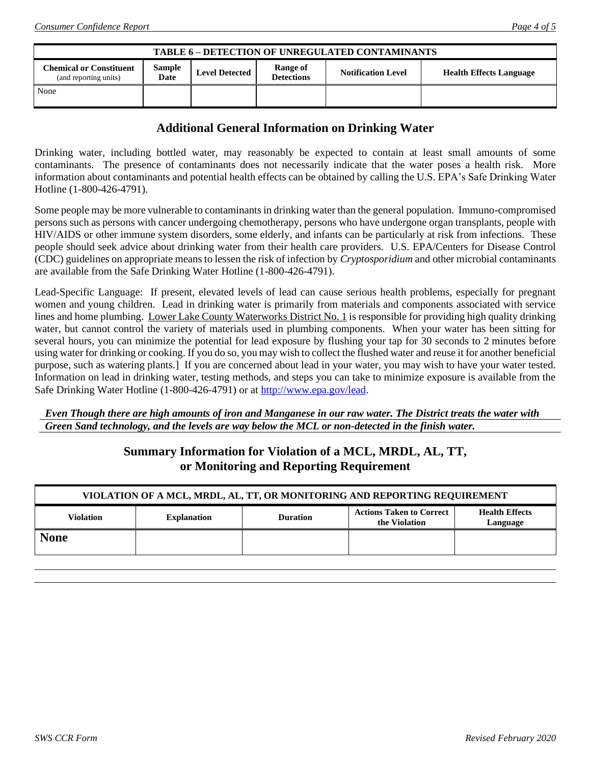| TABLE 6 – DETECTION OF UNREGULATED CONTAMINANTS | | | | | |
|---|---|---|---|---|---|
| **Chemical or Constituent** (and reporting units) | **Sample Date** | **Level Detected** | **Range of Detections** | **Notification Level** | **Health Effects Language** |
| None | | | | | |

## Additional General Information on Drinking Water

Drinking water, including bottled water, may reasonably be expected to contain at least small amounts of some contaminants. The presence of contaminants does not necessarily indicate that the water poses a health risk. More information about contaminants and potential health effects can be obtained by calling the U.S. EPA's Safe Drinking Water Hotline (1-800-426-4791).

Some people may be more vulnerable to contaminants in drinking water than the general population. Immuno-compromised persons such as persons with cancer undergoing chemotherapy, persons who have undergone organ transplants, people with HIV/AIDS or other immune system disorders, some elderly, and infants can be particularly at risk from infections. These people should seek advice about drinking water from their health care providers. U.S. EPA/Centers for Disease Control (CDC) guidelines on appropriate means to lessen the risk of infection by *Cryptosporidium* and other microbial contaminants are available from the Safe Drinking Water Hotline (1-800-426-4791).

Lead-Specific Language: If present, elevated levels of lead can cause serious health problems, especially for pregnant women and young children. Lead in drinking water is primarily from materials and components associated with service lines and home plumbing. Lower Lake County Waterworks District No. 1 is responsible for providing high quality drinking water, but cannot control the variety of materials used in plumbing components. When your water has been sitting for several hours, you can minimize the potential for lead exposure by flushing your tap for 30 seconds to 2 minutes before using water for drinking or cooking. If you do so, you may wish to collect the flushed water and reuse it for another beneficial purpose, such as watering plants.] If you are concerned about lead in your water, you may wish to have your water tested. Information on lead in drinking water, testing methods, and steps you can take to minimize exposure is available from the Safe Drinking Water Hotline (1-800-426-4791) or at http://www.epa.gov/lead.

***Even Though there are high amounts of iron and Manganese in our raw water. The District treats the water with Green Sand technology, and the levels are way below the MCL or non-detected in the finish water.***

## Summary Information for Violation of a MCL, MRDL, AL, TT, or Monitoring and Reporting Requirement

| VIOLATION OF A MCL, MRDL, AL, TT, OR MONITORING AND REPORTING REQUIREMENT | | | | |
|---|---|---|---|---|
| **Violation** | **Explanation** | **Duration** | **Actions Taken to Correct the Violation** | **Health Effects Language** |
| **None** | | | | |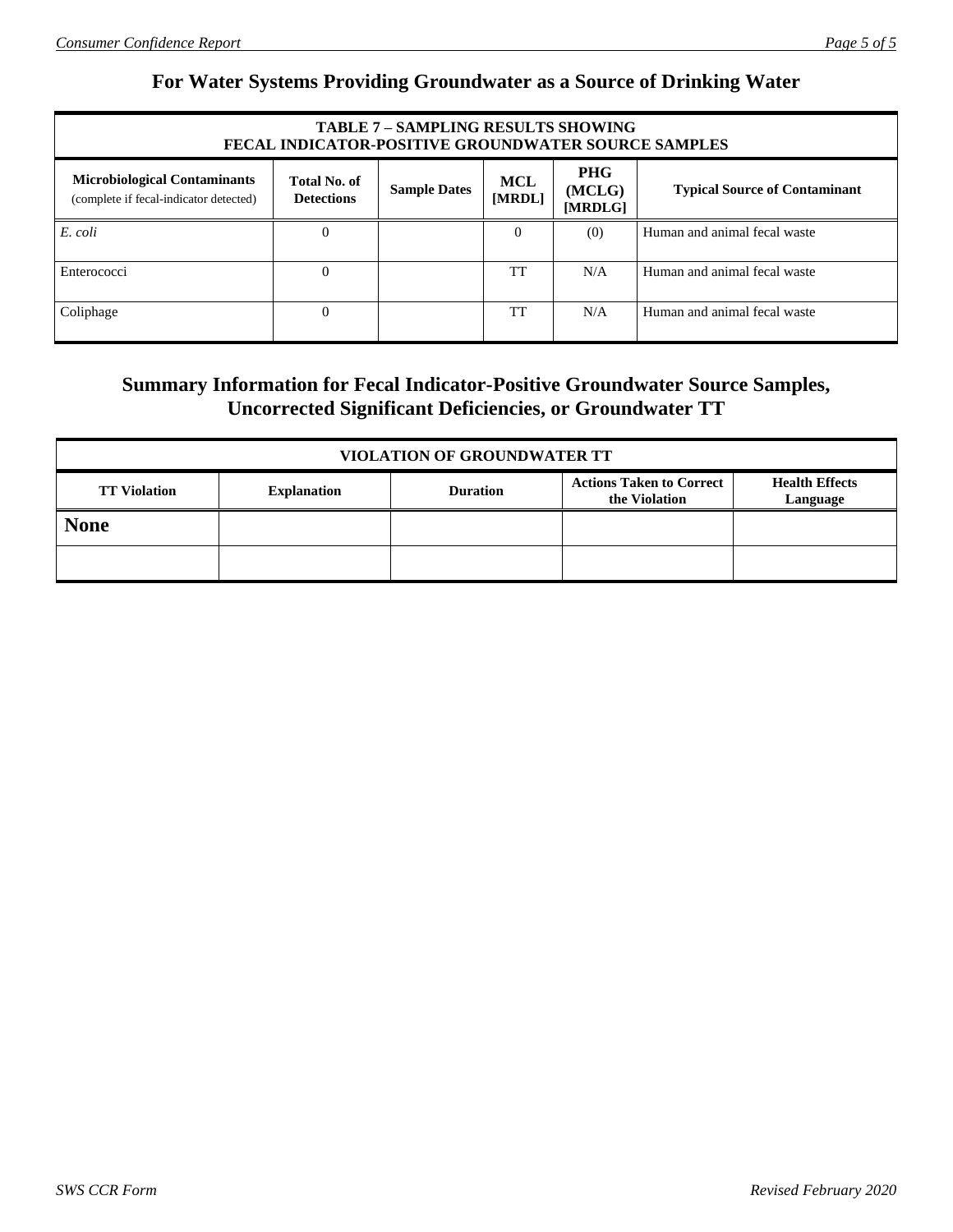## For Water Systems Providing Groundwater as a Source of Drinking Water

| TABLE 7 – SAMPLING RESULTS SHOWING FECAL INDICATOR-POSITIVE GROUNDWATER SOURCE SAMPLES | | | | | |
|---|---|---|---|---|---|
| **Microbiological Contaminants** (complete if fecal-indicator detected) | **Total No. of Detections** | **Sample Dates** | **MCL [MRDL]** | **PHG (MCLG) [MRDLG]** | **Typical Source of Contaminant** |
| *E. coli* | 0 | | 0 | (0) | Human and animal fecal waste |
| Enterococci | 0 | | TT | N/A | Human and animal fecal waste |
| Coliphage | 0 | | TT | N/A | Human and animal fecal waste |

## Summary Information for Fecal Indicator-Positive Groundwater Source Samples, Uncorrected Significant Deficiencies, or Groundwater TT

| VIOLATION OF GROUNDWATER TT | | | | |
|---|---|---|---|---|
| **TT Violation** | **Explanation** | **Duration** | **Actions Taken to Correct the Violation** | **Health Effects Language** |
| **None** | | | | |
| | | | | |